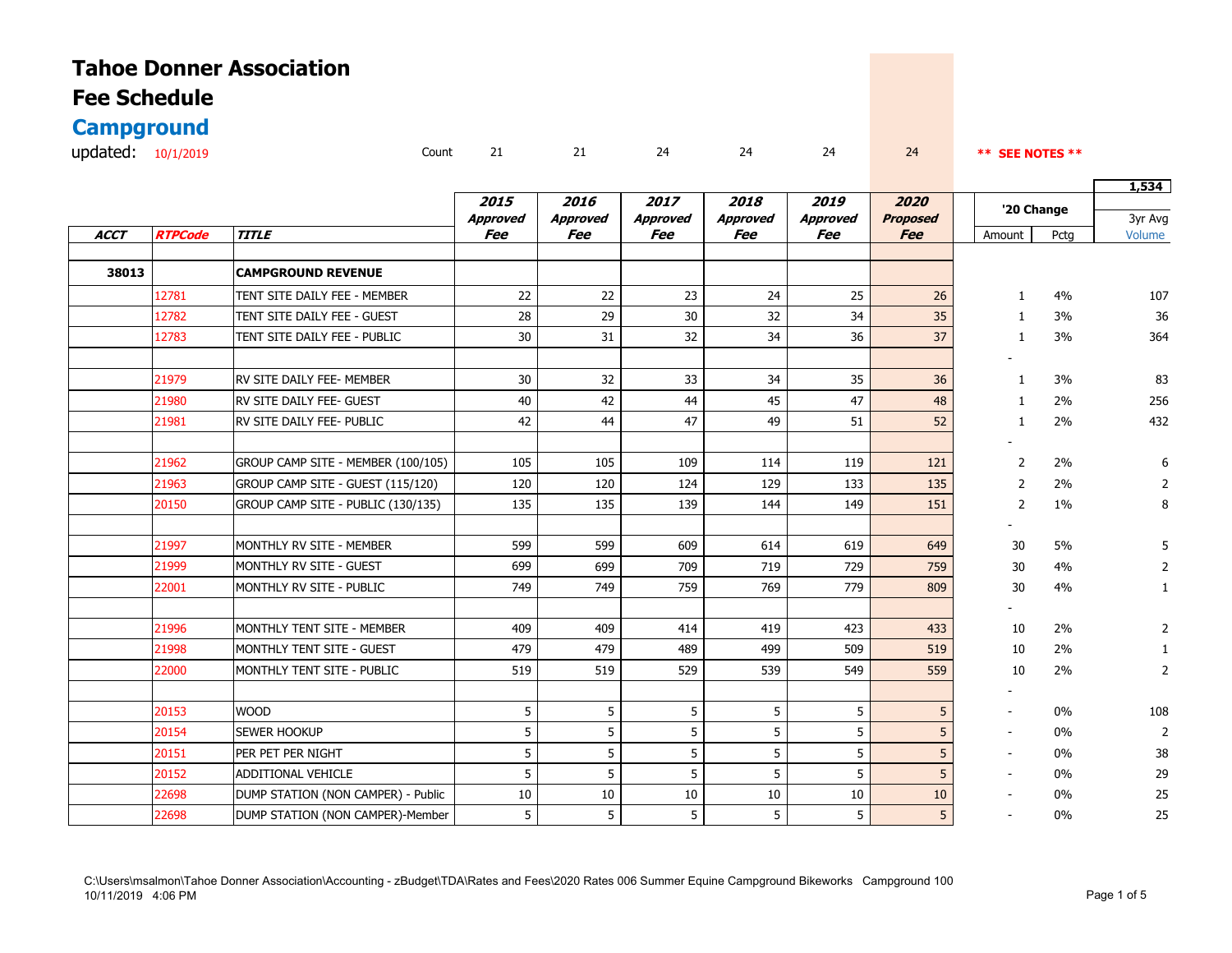# Tahoe Donner Association
# Fee Schedule
## Campground

updated: 10/1/2019

| ACCT | RTPCode | TITLE | 2015 Approved Fee | 2016 Approved Fee | 2017 Approved Fee | 2018 Approved Fee | 2019 Approved Fee | 2020 Proposed Fee | '20 Change Amount | '20 Change Pctg | 3yr Avg Volume |
|---|---|---|---|---|---|---|---|---|---|---|---|
| | | Count | 21 | 21 | 24 | 24 | 24 | 24 | ** SEE NOTES ** | | 1,534 |
| 38013 | | **CAMPGROUND REVENUE** | | | | | | | | | |
| | 12781 | TENT SITE DAILY FEE - MEMBER | 22 | 22 | 23 | 24 | 25 | 26 | 1 | 4% | 107 |
| | 12782 | TENT SITE DAILY FEE - GUEST | 28 | 29 | 30 | 32 | 34 | 35 | 1 | 3% | 36 |
| | 12783 | TENT SITE DAILY FEE - PUBLIC | 30 | 31 | 32 | 34 | 36 | 37 | 1 | 3% | 364 |
| | | | | | | | | | - | | |
| | 21979 | RV SITE DAILY FEE- MEMBER | 30 | 32 | 33 | 34 | 35 | 36 | 1 | 3% | 83 |
| | 21980 | RV SITE DAILY FEE- GUEST | 40 | 42 | 44 | 45 | 47 | 48 | 1 | 2% | 256 |
| | 21981 | RV SITE DAILY FEE- PUBLIC | 42 | 44 | 47 | 49 | 51 | 52 | 1 | 2% | 432 |
| | | | | | | | | | - | | |
| | 21962 | GROUP CAMP SITE - MEMBER (100/105) | 105 | 105 | 109 | 114 | 119 | 121 | 2 | 2% | 6 |
| | 21963 | GROUP CAMP SITE - GUEST (115/120) | 120 | 120 | 124 | 129 | 133 | 135 | 2 | 2% | 2 |
| | 20150 | GROUP CAMP SITE - PUBLIC (130/135) | 135 | 135 | 139 | 144 | 149 | 151 | 2 | 1% | 8 |
| | | | | | | | | | - | | |
| | 21997 | MONTHLY RV SITE - MEMBER | 599 | 599 | 609 | 614 | 619 | 649 | 30 | 5% | 5 |
| | 21999 | MONTHLY RV SITE - GUEST | 699 | 699 | 709 | 719 | 729 | 759 | 30 | 4% | 2 |
| | 22001 | MONTHLY RV SITE - PUBLIC | 749 | 749 | 759 | 769 | 779 | 809 | 30 | 4% | 1 |
| | | | | | | | | | - | | |
| | 21996 | MONTHLY TENT SITE - MEMBER | 409 | 409 | 414 | 419 | 423 | 433 | 10 | 2% | 2 |
| | 21998 | MONTHLY TENT SITE - GUEST | 479 | 479 | 489 | 499 | 509 | 519 | 10 | 2% | 1 |
| | 22000 | MONTHLY TENT SITE - PUBLIC | 519 | 519 | 529 | 539 | 549 | 559 | 10 | 2% | 2 |
| | | | | | | | | | - | | |
| | 20153 | WOOD | 5 | 5 | 5 | 5 | 5 | 5 | - | 0% | 108 |
| | 20154 | SEWER HOOKUP | 5 | 5 | 5 | 5 | 5 | 5 | - | 0% | 2 |
| | 20151 | PER PET PER NIGHT | 5 | 5 | 5 | 5 | 5 | 5 | - | 0% | 38 |
| | 20152 | ADDITIONAL VEHICLE | 5 | 5 | 5 | 5 | 5 | 5 | - | 0% | 29 |
| | 22698 | DUMP STATION (NON CAMPER) - Public | 10 | 10 | 10 | 10 | 10 | 10 | - | 0% | 25 |
| | 22698 | DUMP STATION (NON CAMPER)-Member | 5 | 5 | 5 | 5 | 5 | 5 | - | 0% | 25 |

C:\Users\msalmon\Tahoe Donner Association\Accounting - zBudget\TDA\Rates and Fees\2020 Rates 006 Summer Equine Campground Bikeworks Campground 100
10/11/2019 4:06 PM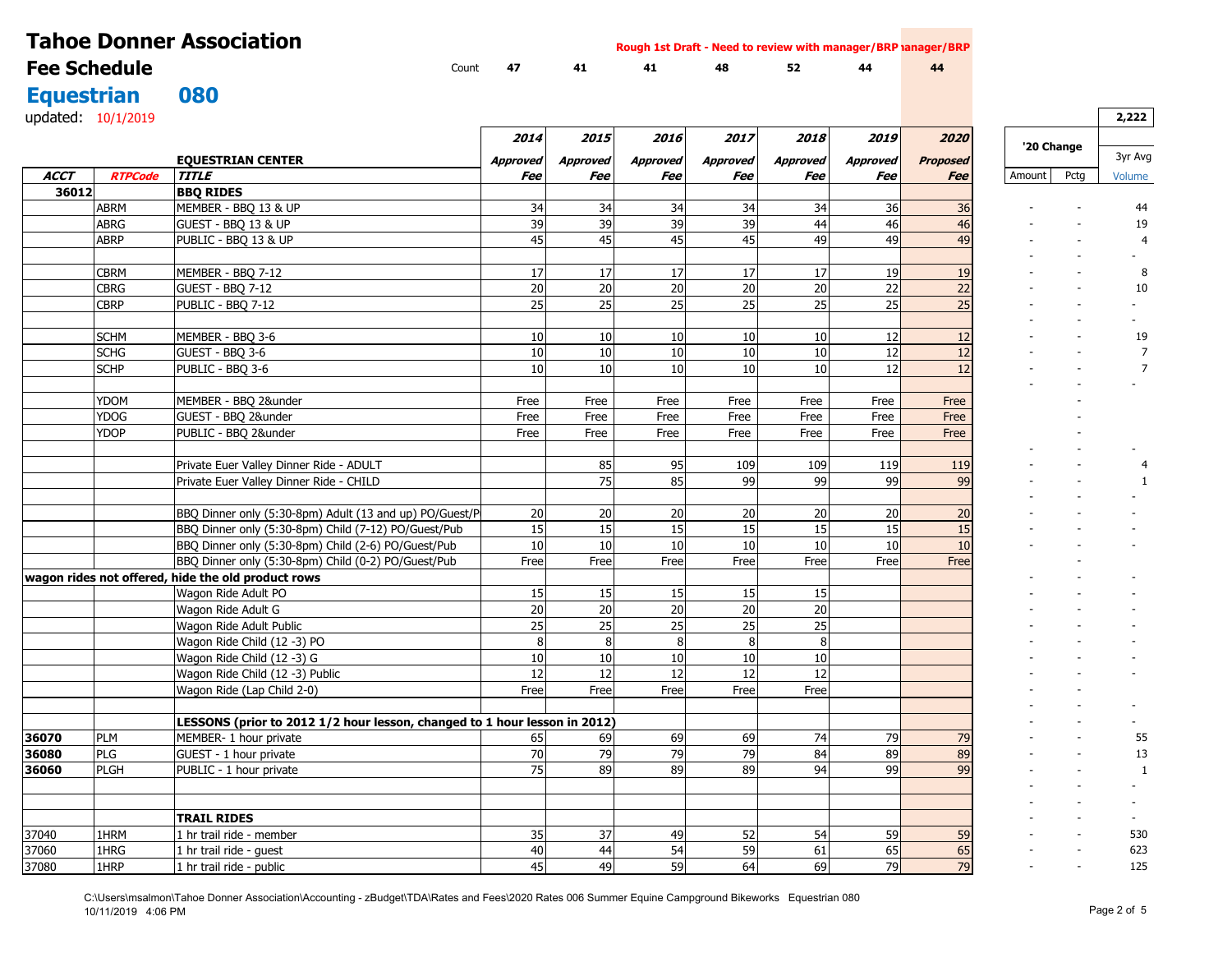# Tahoe Donner Association

## Fee Schedule

**Rough 1st Draft - Need to review with manager/BRP**

## Equestrian 080

updated: 10/1/2019

| | | Count | 47 | 41 | 41 | 48 | 52 | 44 | 44 | | | 2,222 |
|---|---|---|---|---|---|---|---|---|---|---|---|---|
| | | | **2014** | **2015** | **2016** | **2017** | **2018** | **2019** | **2020** | '20 Change | | 3yr Avg |
| | | **EQUESTRIAN CENTER** | **Approved** | **Approved** | **Approved** | **Approved** | **Approved** | **Approved** | **Proposed** | | | |
| **ACCT** | **RTPCode** | **TITLE** | **Fee** | **Fee** | **Fee** | **Fee** | **Fee** | **Fee** | **Fee** | Amount | Pctg | Volume |
| **36012** | | **BBQ RIDES** | | | | | | | | | | |
| | ABRM | MEMBER - BBQ 13 & UP | 34 | 34 | 34 | 34 | 34 | 36 | 36 | - | - | 44 |
| | ABRG | GUEST - BBQ 13 & UP | 39 | 39 | 39 | 39 | 44 | 46 | 46 | - | - | 19 |
| | ABRP | PUBLIC - BBQ 13 & UP | 45 | 45 | 45 | 45 | 49 | 49 | 49 | - | - | 4 |
| | | | | | | | | | | - | - | - |
| | CBRM | MEMBER - BBQ 7-12 | 17 | 17 | 17 | 17 | 17 | 19 | 19 | - | - | 8 |
| | CBRG | GUEST - BBQ 7-12 | 20 | 20 | 20 | 20 | 20 | 22 | 22 | - | - | 10 |
| | CBRP | PUBLIC - BBQ 7-12 | 25 | 25 | 25 | 25 | 25 | 25 | 25 | - | - | - |
| | | | | | | | | | | - | - | - |
| | SCHM | MEMBER - BBQ 3-6 | 10 | 10 | 10 | 10 | 10 | 12 | 12 | - | - | 19 |
| | SCHG | GUEST - BBQ 3-6 | 10 | 10 | 10 | 10 | 10 | 12 | 12 | - | - | 7 |
| | SCHP | PUBLIC - BBQ 3-6 | 10 | 10 | 10 | 10 | 10 | 12 | 12 | - | - | 7 |
| | | | | | | | | | | - | - | - |
| | YDOM | MEMBER - BBQ 2&under | Free | Free | Free | Free | Free | Free | Free | | - | |
| | YDOG | GUEST - BBQ 2&under | Free | Free | Free | Free | Free | Free | Free | | - | |
| | YDOP | PUBLIC - BBQ 2&under | Free | Free | Free | Free | Free | Free | Free | | - | |
| | | | | | | | | | | - | - | - |
| | | Private Euer Valley Dinner Ride - ADULT | | 85 | 95 | 109 | 109 | 119 | 119 | - | - | 4 |
| | | Private Euer Valley Dinner Ride - CHILD | | 75 | 85 | 99 | 99 | 99 | 99 | - | - | 1 |
| | | | | | | | | | | - | - | - |
| | | BBQ Dinner only (5:30-8pm) Adult (13 and up) PO/Guest/P | 20 | 20 | 20 | 20 | 20 | 20 | 20 | - | - | - |
| | | BBQ Dinner only (5:30-8pm) Child (7-12) PO/Guest/Pub | 15 | 15 | 15 | 15 | 15 | 15 | 15 | - | - | - |
| | | BBQ Dinner only (5:30-8pm) Child (2-6) PO/Guest/Pub | 10 | 10 | 10 | 10 | 10 | 10 | 10 | - | - | - |
| | | BBQ Dinner only (5:30-8pm) Child (0-2) PO/Guest/Pub | Free | Free | Free | Free | Free | Free | Free | | - | |
| **wagon rides not offered, hide the old product rows** | | | | | | | | | | - | - | - |
| | | Wagon Ride Adult PO | 15 | 15 | 15 | 15 | 15 | | | - | - | - |
| | | Wagon Ride Adult G | 20 | 20 | 20 | 20 | 20 | | | - | - | - |
| | | Wagon Ride Adult Public | 25 | 25 | 25 | 25 | 25 | | | - | - | - |
| | | Wagon Ride Child (12 -3) PO | 8 | 8 | 8 | 8 | 8 | | | - | - | - |
| | | Wagon Ride Child (12 -3) G | 10 | 10 | 10 | 10 | 10 | | | - | - | - |
| | | Wagon Ride Child (12 -3) Public | 12 | 12 | 12 | 12 | 12 | | | - | - | - |
| | | Wagon Ride (Lap Child 2-0) | Free | Free | Free | Free | Free | | | - | - | |
| | | | | | | | | | | - | - | - |
| | | **LESSONS (prior to 2012 1/2 hour lesson, changed to 1 hour lesson in 2012)** | | | | | | | | - | - | - |
| **36070** | PLM | MEMBER- 1 hour private | 65 | 69 | 69 | 69 | 74 | 79 | 79 | - | - | 55 |
| **36080** | PLG | GUEST - 1 hour private | 70 | 79 | 79 | 79 | 84 | 89 | 89 | - | - | 13 |
| **36060** | PLGH | PUBLIC - 1 hour private | 75 | 89 | 89 | 89 | 94 | 99 | 99 | - | - | 1 |
| | | | | | | | | | | - | - | - |
| | | | | | | | | | | - | - | - |
| | | **TRAIL RIDES** | | | | | | | | - | - | - |
| 37040 | 1HRM | 1 hr trail ride - member | 35 | 37 | 49 | 52 | 54 | 59 | 59 | - | - | 530 |
| 37060 | 1HRG | 1 hr trail ride - guest | 40 | 44 | 54 | 59 | 61 | 65 | 65 | - | - | 623 |
| 37080 | 1HRP | 1 hr trail ride - public | 45 | 49 | 59 | 64 | 69 | 79 | 79 | - | - | 125 |

C:\Users\msalmon\Tahoe Donner Association\Accounting - zBudget\TDA\Rates and Fees\2020 Rates 006 Summer Equine Campground Bikeworks Equestrian 080
10/11/2019 4:06 PM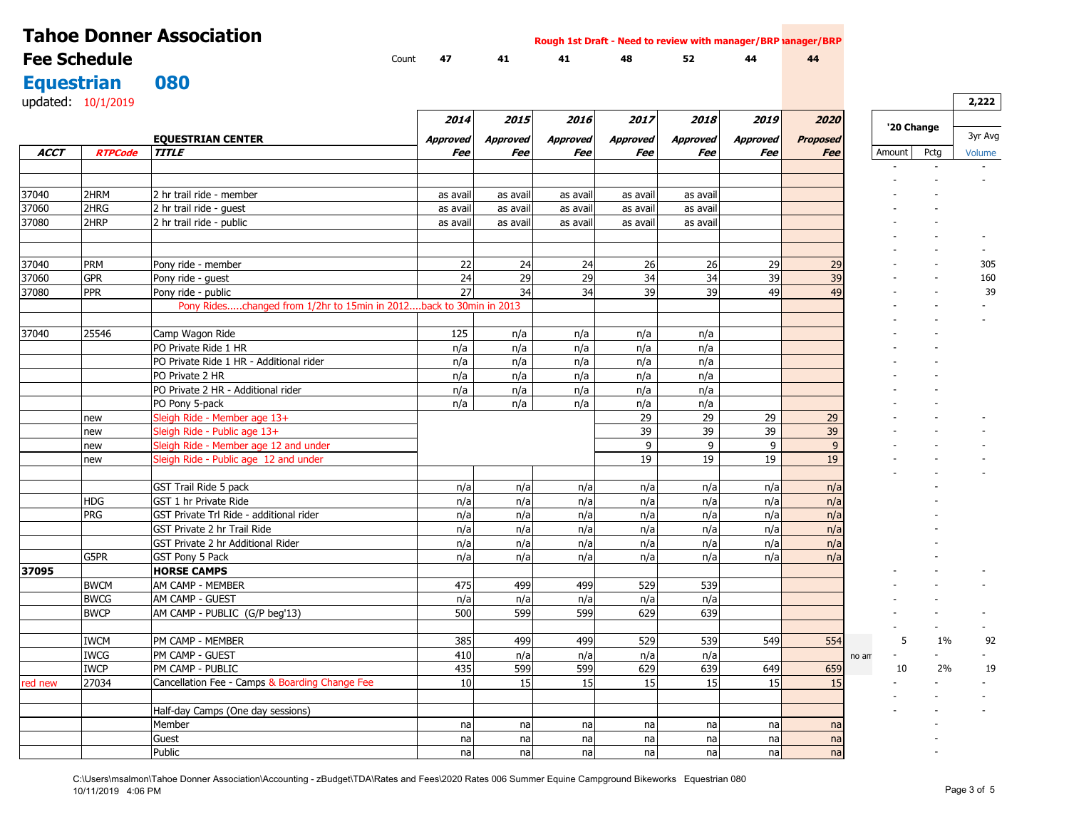# Tahoe Donner Association

## Fee Schedule

## Equestrian 080

updated: 10/1/2019

Rough 1st Draft - Need to review with manager/BRP

| | | | Count | 47 | 41 | 41 | 48 | 52 | 44 | 44 | | | |
|---|---|---|---|---|---|---|---|---|---|---|---|---|---|
| | | | | | | | | | | | | | 2,222 |
| | | | | 2014 | 2015 | 2016 | 2017 | 2018 | 2019 | 2020 | '20 Change | | |
| | | EQUESTRIAN CENTER | | Approved | Approved | Approved | Approved | Approved | Approved | Proposed | | | 3yr Avg |
| ACCT | RTPCode | TITLE | | Fee | Fee | Fee | Fee | Fee | Fee | Fee | Amount | Pctg | Volume |
| | | | | | | | | | | | - | - | - |
| | | | | | | | | | | | - | - | - |
| 37040 | 2HRM | 2 hr trail ride - member | | as avail | as avail | as avail | as avail | as avail | | | - | - | |
| 37060 | 2HRG | 2 hr trail ride - guest | | as avail | as avail | as avail | as avail | as avail | | | - | - | |
| 37080 | 2HRP | 2 hr trail ride - public | | as avail | as avail | as avail | as avail | as avail | | | - | - | |
| | | | | | | | | | | | - | - | - |
| | | | | | | | | | | | - | - | - |
| 37040 | PRM | Pony ride - member | | 22 | 24 | 24 | 26 | 26 | 29 | 29 | - | - | 305 |
| 37060 | GPR | Pony ride - guest | | 24 | 29 | 29 | 34 | 34 | 39 | 39 | - | - | 160 |
| 37080 | PPR | Pony ride - public | | 27 | 34 | 34 | 39 | 39 | 49 | 49 | - | - | 39 |
| | | Pony Rides.....changed from 1/2hr to 15min in 2012....back to 30min in 2013 | | | | | | | | | - | - | - |
| | | | | | | | | | | | - | - | - |
| 37040 | 25546 | Camp Wagon Ride | | 125 | n/a | n/a | n/a | n/a | | | - | - | |
| | | PO Private Ride 1 HR | | n/a | n/a | n/a | n/a | n/a | | | - | - | |
| | | PO Private Ride 1 HR - Additional rider | | n/a | n/a | n/a | n/a | n/a | | | - | - | |
| | | PO Private 2 HR | | n/a | n/a | n/a | n/a | n/a | | | - | - | |
| | | PO Private 2 HR - Additional rider | | n/a | n/a | n/a | n/a | n/a | | | - | - | |
| | | PO Pony 5-pack | | n/a | n/a | n/a | n/a | n/a | | | - | - | |
| | new | Sleigh Ride - Member age 13+ | | | | | 29 | 29 | 29 | 29 | - | - | - |
| | new | Sleigh Ride - Public age 13+ | | | | | 39 | 39 | 39 | 39 | - | - | - |
| | new | Sleigh Ride - Member age 12 and under | | | | | 9 | 9 | 9 | 9 | - | - | - |
| | new | Sleigh Ride - Public age 12 and under | | | | | 19 | 19 | 19 | 19 | - | - | - |
| | | | | | | | | | | | - | - | - |
| | | GST Trail Ride 5 pack | | n/a | n/a | n/a | n/a | n/a | n/a | n/a | | - | |
| | HDG | GST 1 hr Private Ride | | n/a | n/a | n/a | n/a | n/a | n/a | n/a | | - | |
| | PRG | GST Private Trl Ride - additional rider | | n/a | n/a | n/a | n/a | n/a | n/a | n/a | | - | |
| | | GST Private 2 hr Trail Ride | | n/a | n/a | n/a | n/a | n/a | n/a | n/a | | - | |
| | | GST Private 2 hr Additional Rider | | n/a | n/a | n/a | n/a | n/a | n/a | n/a | | - | |
| | G5PR | GST Pony 5 Pack | | n/a | n/a | n/a | n/a | n/a | n/a | n/a | | - | |
| **37095** | | **HORSE CAMPS** | | | | | | | | | - | - | - |
| | BWCM | AM CAMP - MEMBER | | 475 | 499 | 499 | 529 | 539 | | | - | - | - |
| | BWCG | AM CAMP - GUEST | | n/a | n/a | n/a | n/a | n/a | | | - | - | |
| | BWCP | AM CAMP - PUBLIC (G/P beg'13) | | 500 | 599 | 599 | 629 | 639 | | | - | - | - |
| | | | | | | | | | | | - | - | - |
| | IWCM | PM CAMP - MEMBER | | 385 | 499 | 499 | 529 | 539 | 549 | 554 | 5 | 1% | 92 |
| | IWCG | PM CAMP - GUEST | | 410 | n/a | n/a | n/a | n/a | | | no am - | - | - |
| | IWCP | PM CAMP - PUBLIC | | 435 | 599 | 599 | 629 | 639 | 649 | 659 | 10 | 2% | 19 |
| red new | 27034 | Cancellation Fee - Camps & Boarding Change Fee | | 10 | 15 | 15 | 15 | 15 | 15 | 15 | - | - | - |
| | | | | | | | | | | | - | - | - |
| | | Half-day Camps (One day sessions) | | | | | | | | | - | - | - |
| | | Member | | na | na | na | na | na | na | na | | - | |
| | | Guest | | na | na | na | na | na | na | na | | - | |
| | | Public | | na | na | na | na | na | na | na | | - | |

C:\Users\msalmon\Tahoe Donner Association\Accounting - zBudget\TDA\Rates and Fees\2020 Rates 006 Summer Equine Campground Bikeworks Equestrian 080
10/11/2019 4:06 PM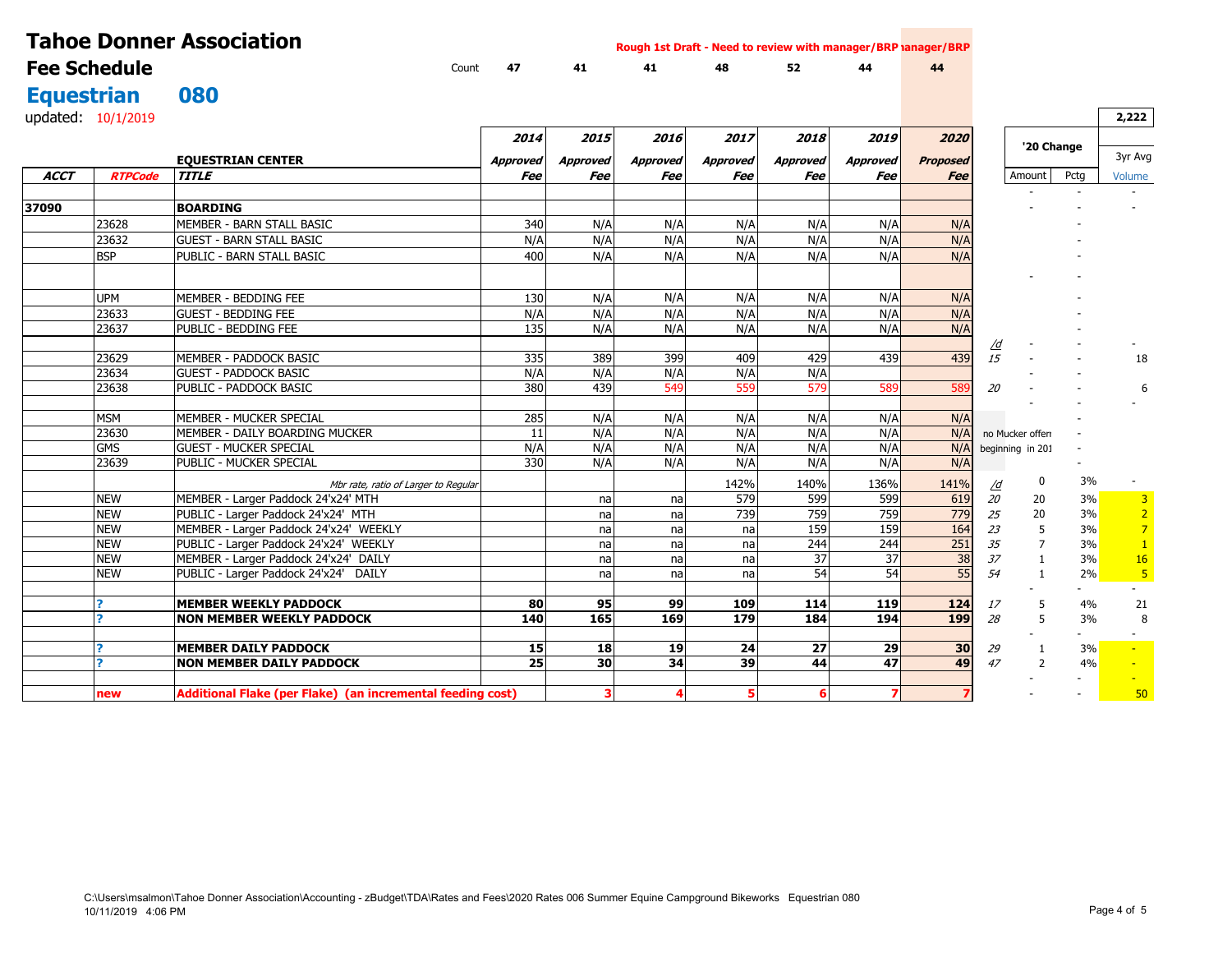# Tahoe Donner Association

## Fee Schedule

## Equestrian 080

updated: 10/1/2019

Rough 1st Draft - Need to review with manager/BRP

| ACCT | RTPCode | EQUESTRIAN CENTER TITLE | 2014 Approved Fee | 2015 Approved Fee | 2016 Approved Fee | 2017 Approved Fee | 2018 Approved Fee | 2019 Approved Fee | 2020 Proposed Fee | | '20 Change Amount | '20 Change Pctg | 3yr Avg Volume |
|---|---|---|---|---|---|---|---|---|---|---|---|---|---|
| | | Count | 47 | 41 | 41 | 48 | 52 | 44 | 44 | | | | 2,222 |
| | | | | | | | | | | | - | - | - |
| 37090 | | BOARDING | | | | | | | | | - | | - |
| | 23628 | MEMBER - BARN STALL BASIC | 340 | N/A | N/A | N/A | N/A | N/A | N/A | | | - | |
| | 23632 | GUEST - BARN STALL BASIC | N/A | N/A | N/A | N/A | N/A | N/A | N/A | | | - | |
| | BSP | PUBLIC - BARN STALL BASIC | 400 | N/A | N/A | N/A | N/A | N/A | N/A | | | - | |
| | | | | | | | | | | | - | - | |
| | UPM | MEMBER - BEDDING FEE | 130 | N/A | N/A | N/A | N/A | N/A | N/A | | | - | |
| | 23633 | GUEST - BEDDING FEE | N/A | N/A | N/A | N/A | N/A | N/A | N/A | | | - | |
| | 23637 | PUBLIC - BEDDING FEE | 135 | N/A | N/A | N/A | N/A | N/A | N/A | | | - | |
| | | | | | | | | | | /d | - | - | - |
| | 23629 | MEMBER - PADDOCK BASIC | 335 | 389 | 399 | 409 | 429 | 439 | 439 | 15 | - | - | 18 |
| | 23634 | GUEST - PADDOCK BASIC | N/A | N/A | N/A | N/A | N/A | | | | - | - | |
| | 23638 | PUBLIC - PADDOCK BASIC | 380 | 439 | 549 | 559 | 579 | 589 | 589 | 20 | - | - | 6 |
| | | | | | | | | | | | - | - | - |
| | MSM | MEMBER - MUCKER SPECIAL | 285 | N/A | N/A | N/A | N/A | N/A | N/A | | | - | |
| | 23630 | MEMBER - DAILY BOARDING MUCKER | 11 | N/A | N/A | N/A | N/A | N/A | N/A | no Mucker offeri | | - | |
| | GMS | GUEST - MUCKER SPECIAL | N/A | N/A | N/A | N/A | N/A | N/A | N/A | beginning in 201 | | - | |
| | 23639 | PUBLIC - MUCKER SPECIAL | 330 | N/A | N/A | N/A | N/A | N/A | N/A | | | - | |
| | | *Mbr rate, ratio of Larger to Regular* | | | | 142% | 140% | 136% | 141% | /d | 0 | 3% | - |
| | NEW | MEMBER - Larger Paddock 24'x24' MTH | | na | na | 579 | 599 | 599 | 619 | 20 | 20 | 3% | 3 |
| | NEW | PUBLIC - Larger Paddock 24'x24' MTH | | na | na | 739 | 759 | 759 | 779 | 25 | 20 | 3% | 2 |
| | NEW | MEMBER - Larger Paddock 24'x24' WEEKLY | | na | na | na | 159 | 159 | 164 | 23 | 5 | 3% | 7 |
| | NEW | PUBLIC - Larger Paddock 24'x24' WEEKLY | | na | na | na | 244 | 244 | 251 | 35 | 7 | 3% | 1 |
| | NEW | MEMBER - Larger Paddock 24'x24' DAILY | | na | na | na | 37 | 37 | 38 | 37 | 1 | 3% | 16 |
| | NEW | PUBLIC - Larger Paddock 24'x24' DAILY | | na | na | na | 54 | 54 | 55 | 54 | 1 | 2% | 5 |
| | | | | | | | | | | | - | - | - |
| | ? | **MEMBER WEEKLY PADDOCK** | **80** | **95** | **99** | **109** | **114** | **119** | **124** | 17 | 5 | 4% | 21 |
| | ? | **NON MEMBER WEEKLY PADDOCK** | **140** | **165** | **169** | **179** | **184** | **194** | **199** | 28 | 5 | 3% | 8 |
| | | | | | | | | | | | - | - | - |
| | ? | **MEMBER DAILY PADDOCK** | **15** | **18** | **19** | **24** | **27** | **29** | **30** | 29 | 1 | 3% | - |
| | ? | **NON MEMBER DAILY PADDOCK** | **25** | **30** | **34** | **39** | **44** | **47** | **49** | 47 | 2 | 4% | - |
| | | | | | | | | | | | - | - | - |
| | new | **Additional Flake (per Flake) (an incremental feeding cost)** | | **3** | **4** | **5** | **6** | **7** | **7** | | - | - | 50 |

C:\Users\msalmon\Tahoe Donner Association\Accounting - zBudget\TDA\Rates and Fees\2020 Rates 006 Summer Equine Campground Bikeworks Equestrian 080
10/11/2019 4:06 PM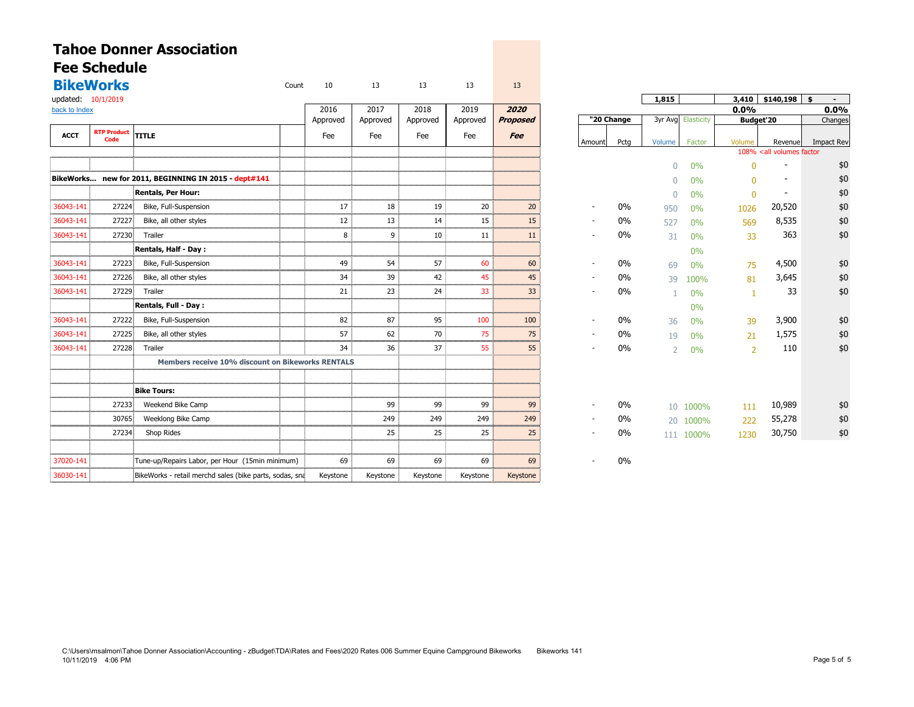# Tahoe Donner Association
# Fee Schedule
## BikeWorks

updated: 10/1/2019

back to Index

| ACCT | RTP Product Code | TITLE | Count | 2016 Approved Fee | 2017 Approved Fee | 2018 Approved Fee | 2019 Approved Fee | *2020 Proposed Fee* | "20 Change Amount | "20 Change Pctg | 3yr Avg Volume | Elasticity Factor | Budget'20 Volume | Budget'20 Revenue | Changes Impact Rev |
|---|---|---|---|---|---|---|---|---|---|---|---|---|---|---|---|
| | | | | 10 | 13 | 13 | 13 | 13 | | | 1,815 | | 3,410 | $140,198 | $ - |
| | | | | | | | | | | | | | 0.0% | | 0.0% |
| | | | | | | | | | | | | | 108% <all volumes factor | | |
| | | | | | | | | | | | 0 | 0% | 0 | - | $0 |
| **BikeWorks... new for 2011, BEGINNING IN 2015 - dept#141** | | | | | | | | | | | 0 | 0% | 0 | - | $0 |
| | | **Rentals, Per Hour:** | | | | | | | | | 0 | 0% | 0 | - | $0 |
| 36043-141 | 27224 | Bike, Full-Suspension | | 17 | 18 | 19 | 20 | 20 | - | 0% | 950 | 0% | 1026 | 20,520 | $0 |
| 36043-141 | 27227 | Bike, all other styles | | 12 | 13 | 14 | 15 | 15 | - | 0% | 527 | 0% | 569 | 8,535 | $0 |
| 36043-141 | 27230 | Trailer | | 8 | 9 | 10 | 11 | 11 | - | 0% | 31 | 0% | 33 | 363 | $0 |
| | | **Rentals, Half - Day :** | | | | | | | | | | 0% | | | |
| 36043-141 | 27223 | Bike, Full-Suspension | | 49 | 54 | 57 | 60 | 60 | - | 0% | 69 | 0% | 75 | 4,500 | $0 |
| 36043-141 | 27226 | Bike, all other styles | | 34 | 39 | 42 | 45 | 45 | - | 0% | 39 | 100% | 81 | 3,645 | $0 |
| 36043-141 | 27229 | Trailer | | 21 | 23 | 24 | 33 | 33 | - | 0% | 1 | 0% | 1 | 33 | $0 |
| | | **Rentals, Full - Day :** | | | | | | | | | | 0% | | | |
| 36043-141 | 27222 | Bike, Full-Suspension | | 82 | 87 | 95 | 100 | 100 | - | 0% | 36 | 0% | 39 | 3,900 | $0 |
| 36043-141 | 27225 | Bike, all other styles | | 57 | 62 | 70 | 75 | 75 | - | 0% | 19 | 0% | 21 | 1,575 | $0 |
| 36043-141 | 27228 | Trailer | | 34 | 36 | 37 | 55 | 55 | - | 0% | 2 | 0% | 2 | 110 | $0 |
| | | **Members receive 10% discount on Bikeworks RENTALS** | | | | | | | | | | | | | |
| | | | | | | | | | | | | | | | |
| | | **Bike Tours:** | | | | | | | | | | | | | |
| | 27233 | Weekend Bike Camp | | | 99 | 99 | 99 | 99 | - | 0% | 10 | 1000% | 111 | 10,989 | $0 |
| | 30765 | Weeklong Bike Camp | | | 249 | 249 | 249 | 249 | - | 0% | 20 | 1000% | 222 | 55,278 | $0 |
| | 27234 | Shop Rides | | | 25 | 25 | 25 | 25 | - | 0% | 111 | 1000% | 1230 | 30,750 | $0 |
| | | | | | | | | | | | | | | | |
| 37020-141 | | Tune-up/Repairs Labor, per Hour (15min minimum) | | 69 | 69 | 69 | 69 | 69 | - | 0% | | | | | |
| 36030-141 | | BikeWorks - retail merchd sales (bike parts, sodas, sna | | Keystone | Keystone | Keystone | Keystone | Keystone | | | | | | | |

C:\Users\msalmon\Tahoe Donner Association\Accounting - zBudget\TDA\Rates and Fees\2020 Rates 006 Summer Equine Campground Bikeworks Bikeworks 141
10/11/2019 4:06 PM